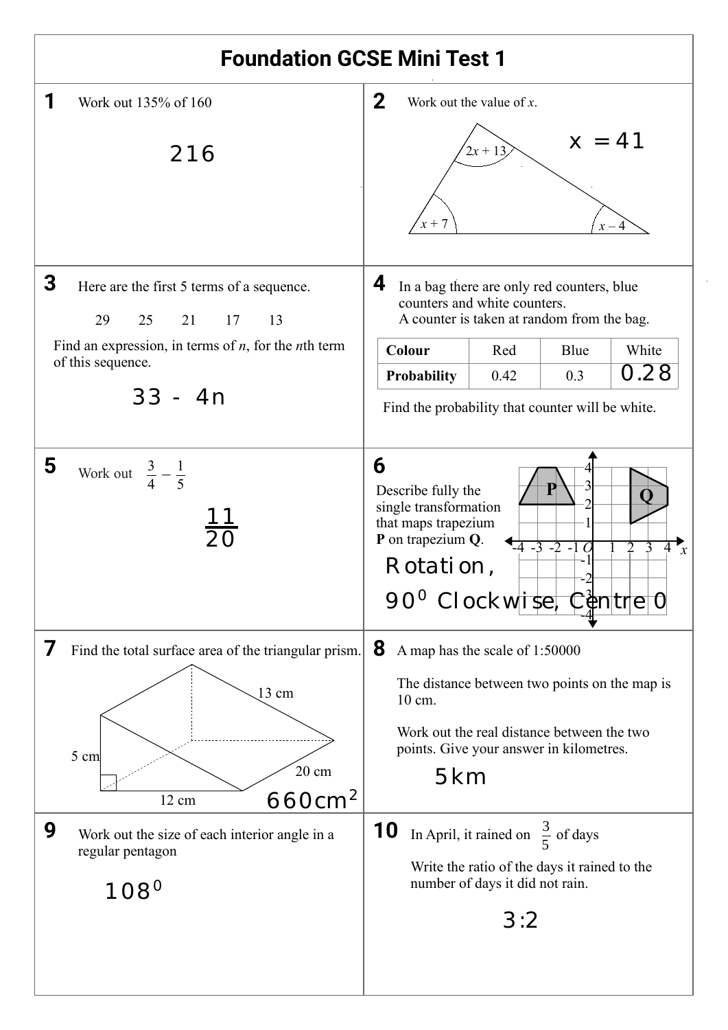# Foundation GCSE Mini Test 1

**1** Work out 135% of 160

216

**2** Work out the value of $x$.

$2x + 13$

$x + 7$

$x - 4$

$x = 41$

**3** Here are the first 5 terms of a sequence.

29 25 21 17 13

Find an expression, in terms of $n$, for the $n$th term of this sequence.

$33 - 4n$

**4** In a bag there are only red counters, blue counters and white counters.
A counter is taken at random from the bag.

| Colour | Red | Blue | White |
|---|---|---|---|
| Probability | 0.42 | 0.3 | 0.28 |

Find the probability that counter will be white.

**5** Work out $\frac{3}{4} - \frac{1}{5}$

$\frac{11}{20}$

**6** Describe fully the single transformation that maps trapezium **P** on trapezium **Q**.

Rotation,

$90^0$ Clockwise, Centre 0

**7** Find the total surface area of the triangular prism.

13 cm

5 cm

20 cm

12 cm

$660cm^2$

**8** A map has the scale of 1:50000

The distance between two points on the map is 10 cm.

Work out the real distance between the two points. Give your answer in kilometres.

5km

**9** Work out the size of each interior angle in a regular pentagon

$108^0$

**10** In April, it rained on $\frac{3}{5}$ of days

Write the ratio of the days it rained to the number of days it did not rain.

3:2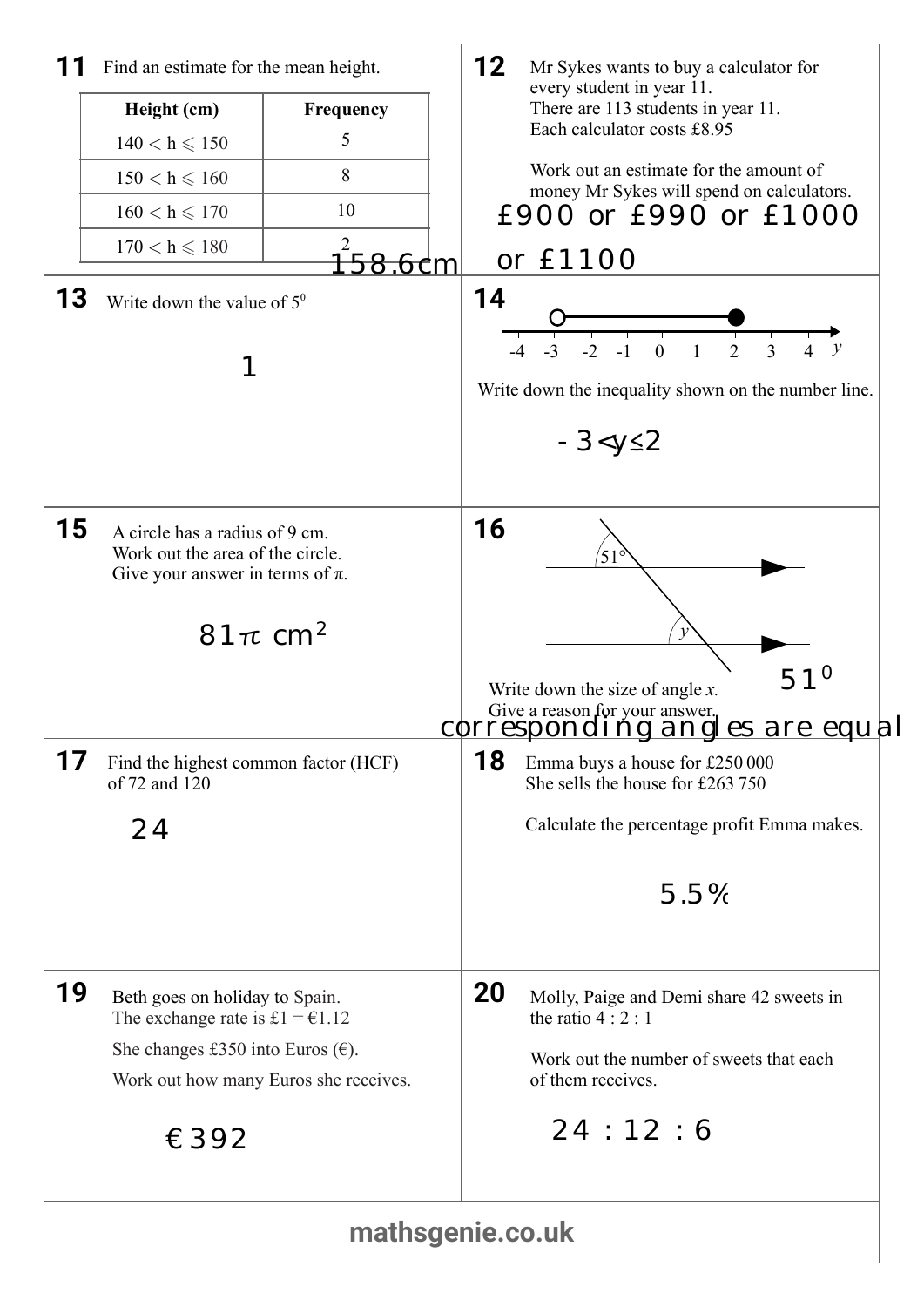**11** Find an estimate for the mean height.

| Height (cm) | Frequency |
|---|---|
| $140 < h \leqslant 150$ | 5 |
| $150 < h \leqslant 160$ | 8 |
| $160 < h \leqslant 170$ | 10 |
| $170 < h \leqslant 180$ | 2 |

158.6cm

**12** Mr Sykes wants to buy a calculator for every student in year 11.
There are 113 students in year 11.
Each calculator costs £8.95

Work out an estimate for the amount of money Mr Sykes will spend on calculators.

£900 or £990 or £1000 or £1100

**13** Write down the value of $5^0$

1

**14**

-4 -3 -2 -1 0 1 2 3 4 $y$

Write down the inequality shown on the number line.

$-3 < y \leq 2$

**15** A circle has a radius of 9 cm.
Work out the area of the circle.
Give your answer in terms of $\pi$.

$81\pi$ cm$^2$

**16**

51°

$y$

Write down the size of angle $x$.
Give a reason for your answer.

$51^0$

corresponding angles are equal

**17** Find the highest common factor (HCF) of 72 and 120

24

**18** Emma buys a house for £250 000
She sells the house for £263 750

Calculate the percentage profit Emma makes.

5.5%

**19** Beth goes on holiday to Spain.
The exchange rate is £1 = €1.12

She changes £350 into Euros (€).

Work out how many Euros she receives.

€392

**20** Molly, Paige and Demi share 42 sweets in the ratio 4 : 2 : 1

Work out the number of sweets that each of them receives.

24 : 12 : 6

mathsgenie.co.uk